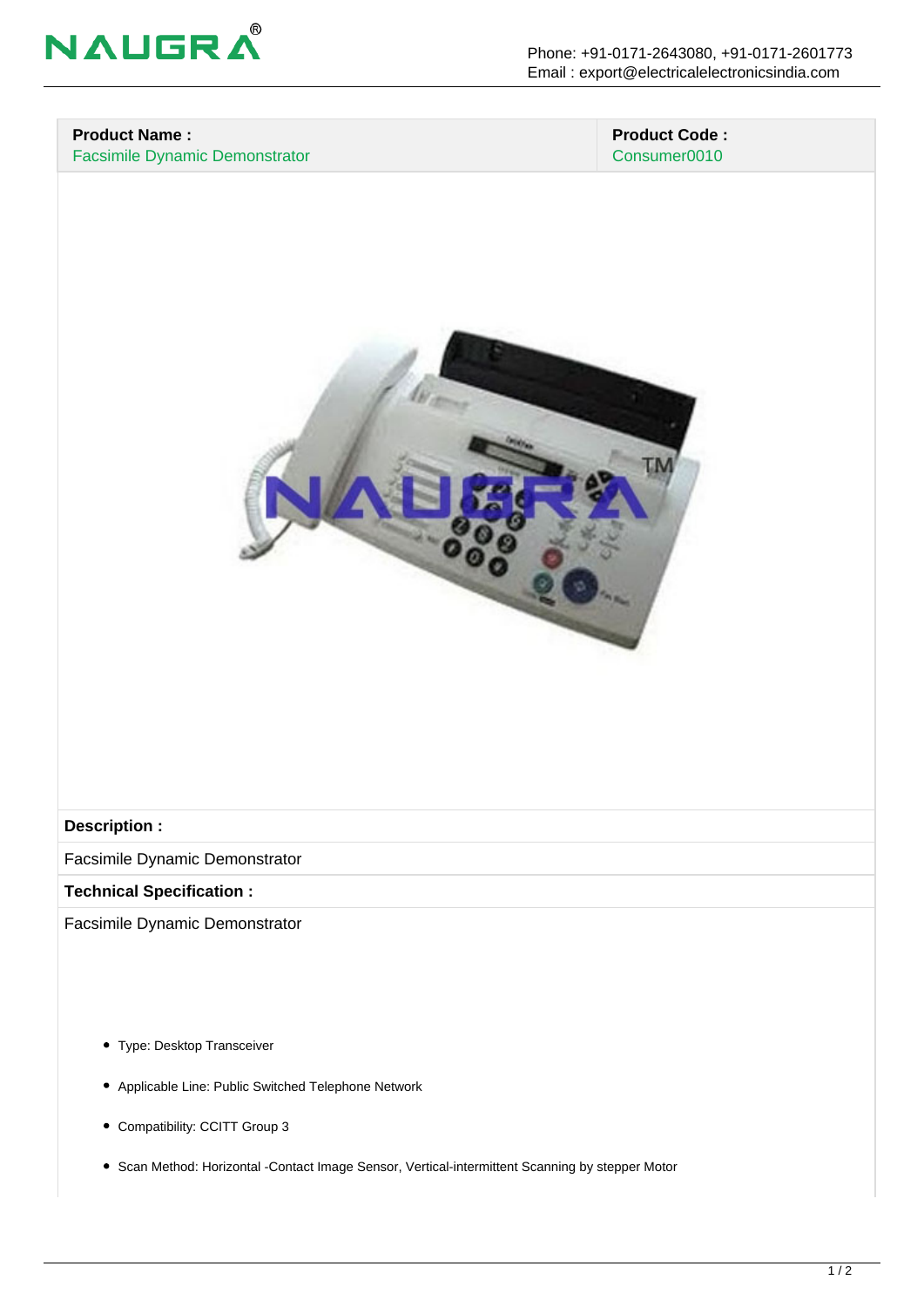NAUGRA®

Phone: +91-0171-2643080, +91-0171-2601773
Email : export@electricalelectronicsindia.com

| **Product Name :** | **Product Code :** |
| --- | --- |
| Facsimile Dynamic Demonstrator | Consumer0010 |

**Description :**

Facsimile Dynamic Demonstrator

**Technical Specification :**

Facsimile Dynamic Demonstrator

- Type: Desktop Transceiver
- Applicable Line: Public Switched Telephone Network
- Compatibility: CCITT Group 3
- Scan Method: Horizontal -Contact Image Sensor, Vertical-intermittent Scanning by stepper Motor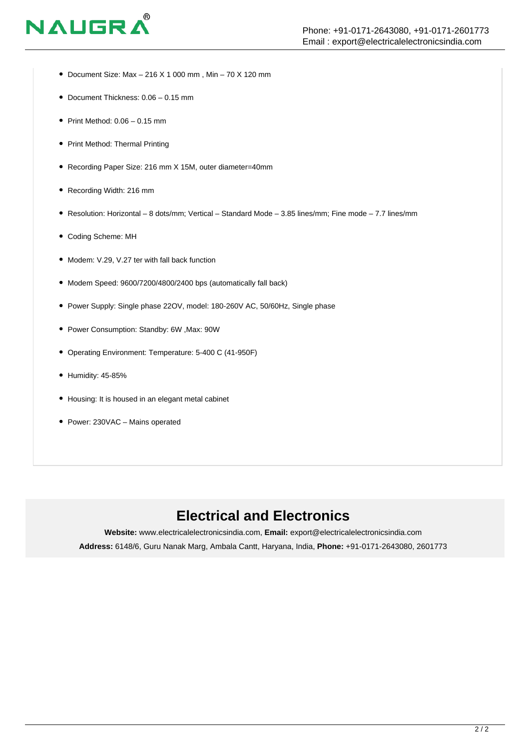- Document Size: Max – 216 X 1 000 mm , Min – 70 X 120 mm
- Document Thickness: 0.06 – 0.15 mm
- Print Method: 0.06 – 0.15 mm
- Print Method: Thermal Printing
- Recording Paper Size: 216 mm X 15M, outer diameter=40mm
- Recording Width: 216 mm
- Resolution: Horizontal – 8 dots/mm; Vertical – Standard Mode – 3.85 lines/mm; Fine mode – 7.7 lines/mm
- Coding Scheme: MH
- Modem: V.29, V.27 ter with fall back function
- Modem Speed: 9600/7200/4800/2400 bps (automatically fall back)
- Power Supply: Single phase 22OV, model: 180-260V AC, 50/60Hz, Single phase
- Power Consumption: Standby: 6W ,Max: 90W
- Operating Environment: Temperature: 5-400 C (41-950F)
- Humidity: 45-85%
- Housing: It is housed in an elegant metal cabinet
- Power: 230VAC – Mains operated

## Electrical and Electronics

**Website:** www.electricalelectronicsindia.com, **Email:** export@electricalelectronicsindia.com

**Address:** 6148/6, Guru Nanak Marg, Ambala Cantt, Haryana, India, **Phone:** +91-0171-2643080, 2601773